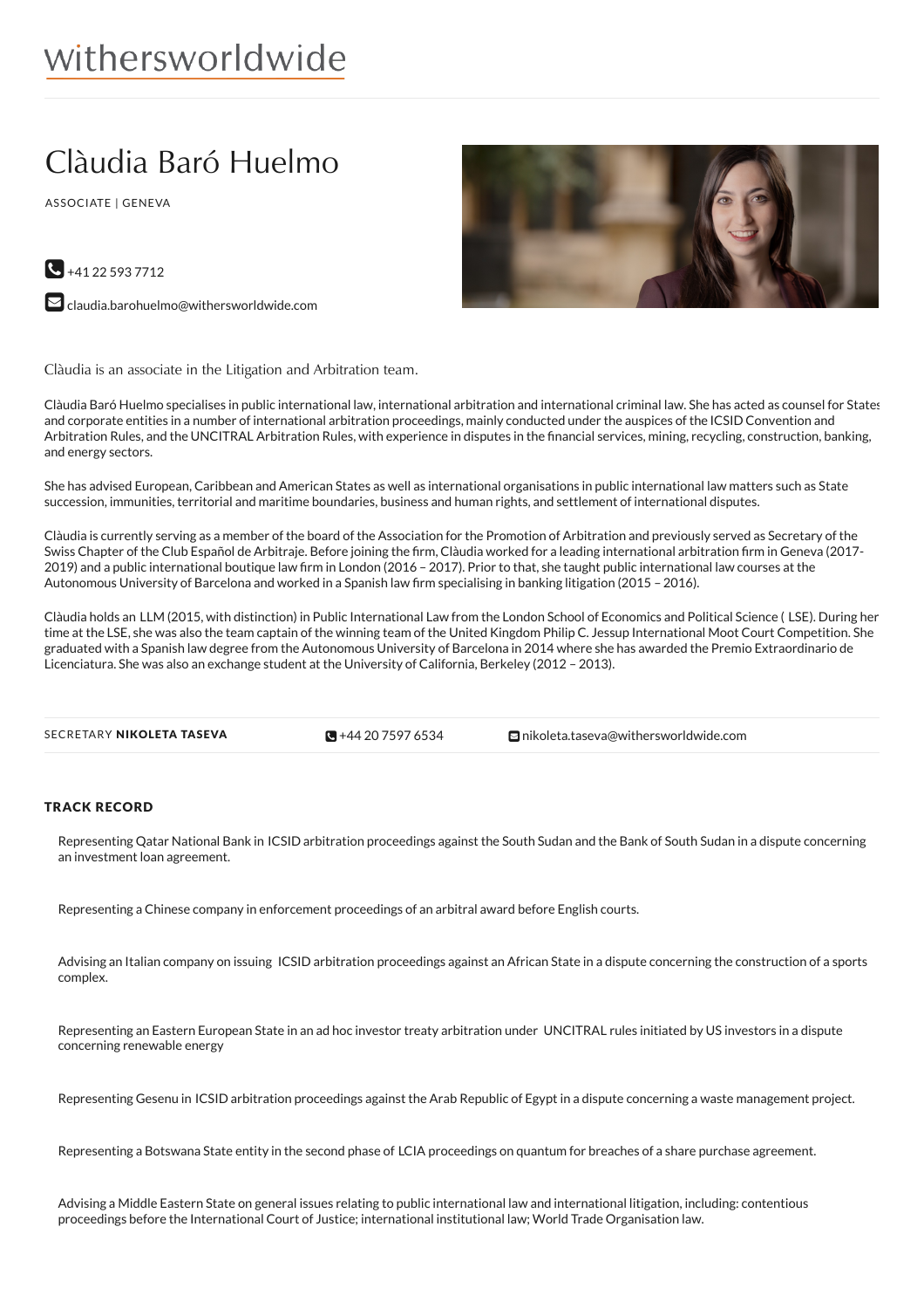withersworldwide

# Clàudia Baró Huelmo

ASSOCIATE | GENEVA

+41 22 593 7712

claudia.barohuelmo@withersworldwide.com

Clàudia is an associate in the Litigation and Arbitration team.

Clàudia Baró Huelmo specialises in public international law, international arbitration and international criminal law. She has acted as counsel for States and corporate entities in a number of international arbitration proceedings, mainly conducted under the auspices of the ICSID Convention and Arbitration Rules, and the UNCITRAL Arbitration Rules, with experience in disputes in the financial services, mining, recycling, construction, banking, and energy sectors.

She has advised European, Caribbean and American States as well as international organisations in public international law matters such as State succession, immunities, territorial and maritime boundaries, business and human rights, and settlement of international disputes.

Clàudia is currently serving as a member of the board of the Association for the Promotion of Arbitration and previously served as Secretary of the Swiss Chapter of the Club Español de Arbitraje. Before joining the firm, Clàudia worked for a leading international arbitration firm in Geneva (2017-2019) and a public international boutique law firm in London (2016 – 2017). Prior to that, she taught public international law courses at the Autonomous University of Barcelona and worked in a Spanish law firm specialising in banking litigation (2015 – 2016).

Clàudia holds an LLM (2015, with distinction) in Public International Law from the London School of Economics and Political Science ( LSE). During her time at the LSE, she was also the team captain of the winning team of the United Kingdom Philip C. Jessup International Moot Court Competition. She graduated with a Spanish law degree from the Autonomous University of Barcelona in 2014 where she has awarded the Premio Extraordinario de Licenciatura. She was also an exchange student at the University of California, Berkeley (2012 – 2013).

SECRETARY **NIKOLETA TASEVA** | +44 20 7597 6534 | nikoleta.taseva@withersworldwide.com

## TRACK RECORD

Representing Qatar National Bank in ICSID arbitration proceedings against the South Sudan and the Bank of South Sudan in a dispute concerning an investment loan agreement.

Representing a Chinese company in enforcement proceedings of an arbitral award before English courts.

Advising an Italian company on issuing ICSID arbitration proceedings against an African State in a dispute concerning the construction of a sports complex.

Representing an Eastern European State in an ad hoc investor treaty arbitration under UNCITRAL rules initiated by US investors in a dispute concerning renewable energy

Representing Gesenu in ICSID arbitration proceedings against the Arab Republic of Egypt in a dispute concerning a waste management project.

Representing a Botswana State entity in the second phase of LCIA proceedings on quantum for breaches of a share purchase agreement.

Advising a Middle Eastern State on general issues relating to public international law and international litigation, including: contentious proceedings before the International Court of Justice; international institutional law; World Trade Organisation law.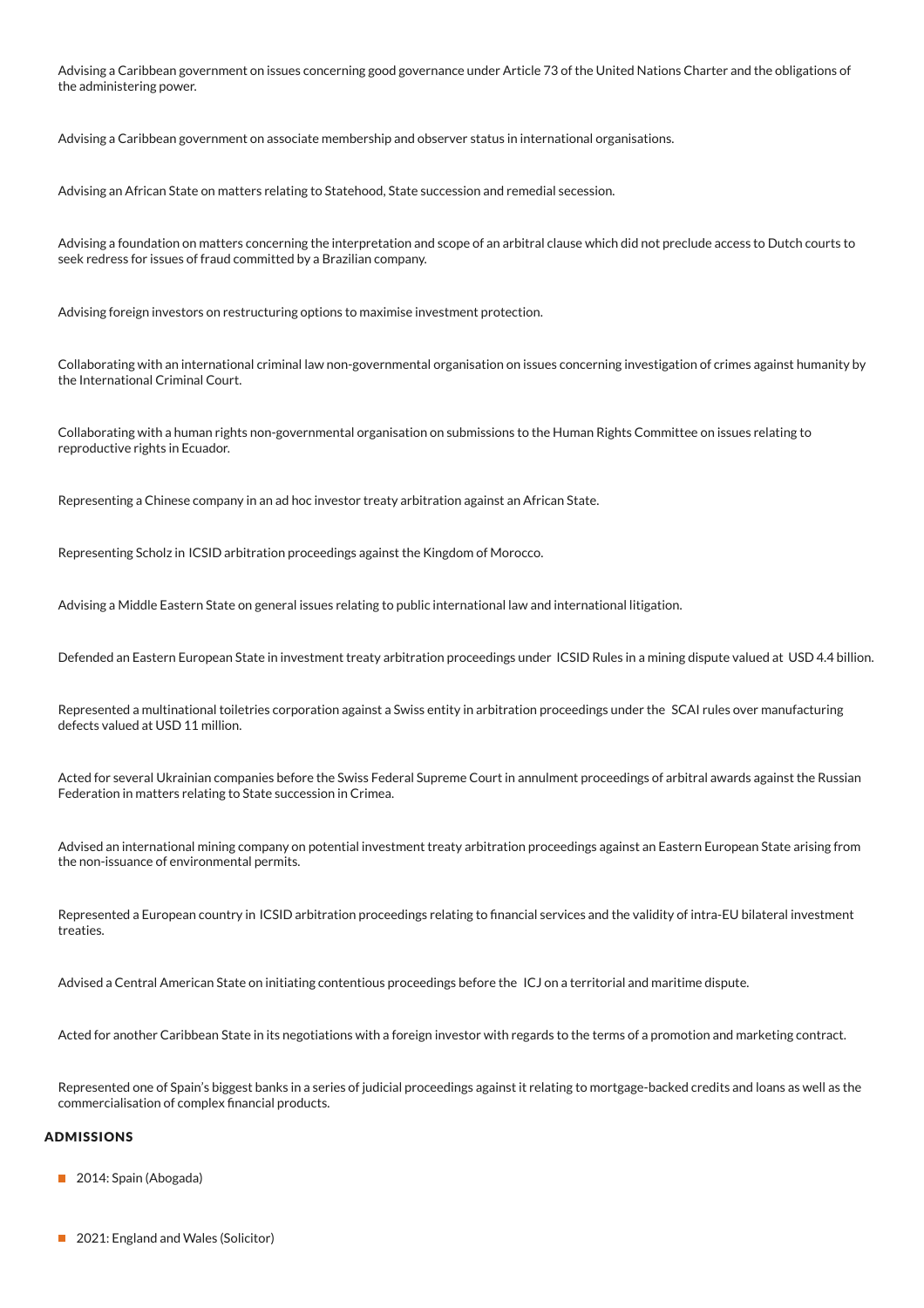Advising a Caribbean government on issues concerning good governance under Article 73 of the United Nations Charter and the obligations of the administering power.

Advising a Caribbean government on associate membership and observer status in international organisations.

Advising an African State on matters relating to Statehood, State succession and remedial secession.

Advising a foundation on matters concerning the interpretation and scope of an arbitral clause which did not preclude access to Dutch courts to seek redress for issues of fraud committed by a Brazilian company.

Advising foreign investors on restructuring options to maximise investment protection.

Collaborating with an international criminal law non-governmental organisation on issues concerning investigation of crimes against humanity by the International Criminal Court.

Collaborating with a human rights non-governmental organisation on submissions to the Human Rights Committee on issues relating to reproductive rights in Ecuador.

Representing a Chinese company in an ad hoc investor treaty arbitration against an African State.

Representing Scholz in ICSID arbitration proceedings against the Kingdom of Morocco.

Advising a Middle Eastern State on general issues relating to public international law and international litigation.

Defended an Eastern European State in investment treaty arbitration proceedings under ICSID Rules in a mining dispute valued at USD 4.4 billion.

Represented a multinational toiletries corporation against a Swiss entity in arbitration proceedings under the SCAI rules over manufacturing defects valued at USD 11 million.

Acted for several Ukrainian companies before the Swiss Federal Supreme Court in annulment proceedings of arbitral awards against the Russian Federation in matters relating to State succession in Crimea.

Advised an international mining company on potential investment treaty arbitration proceedings against an Eastern European State arising from the non-issuance of environmental permits.

Represented a European country in ICSID arbitration proceedings relating to financial services and the validity of intra-EU bilateral investment treaties.

Advised a Central American State on initiating contentious proceedings before the ICJ on a territorial and maritime dispute.

Acted for another Caribbean State in its negotiations with a foreign investor with regards to the terms of a promotion and marketing contract.

Represented one of Spain's biggest banks in a series of judicial proceedings against it relating to mortgage-backed credits and loans as well as the commercialisation of complex financial products.

## ADMISSIONS

- 2014: Spain (Abogada)
- 2021: England and Wales (Solicitor)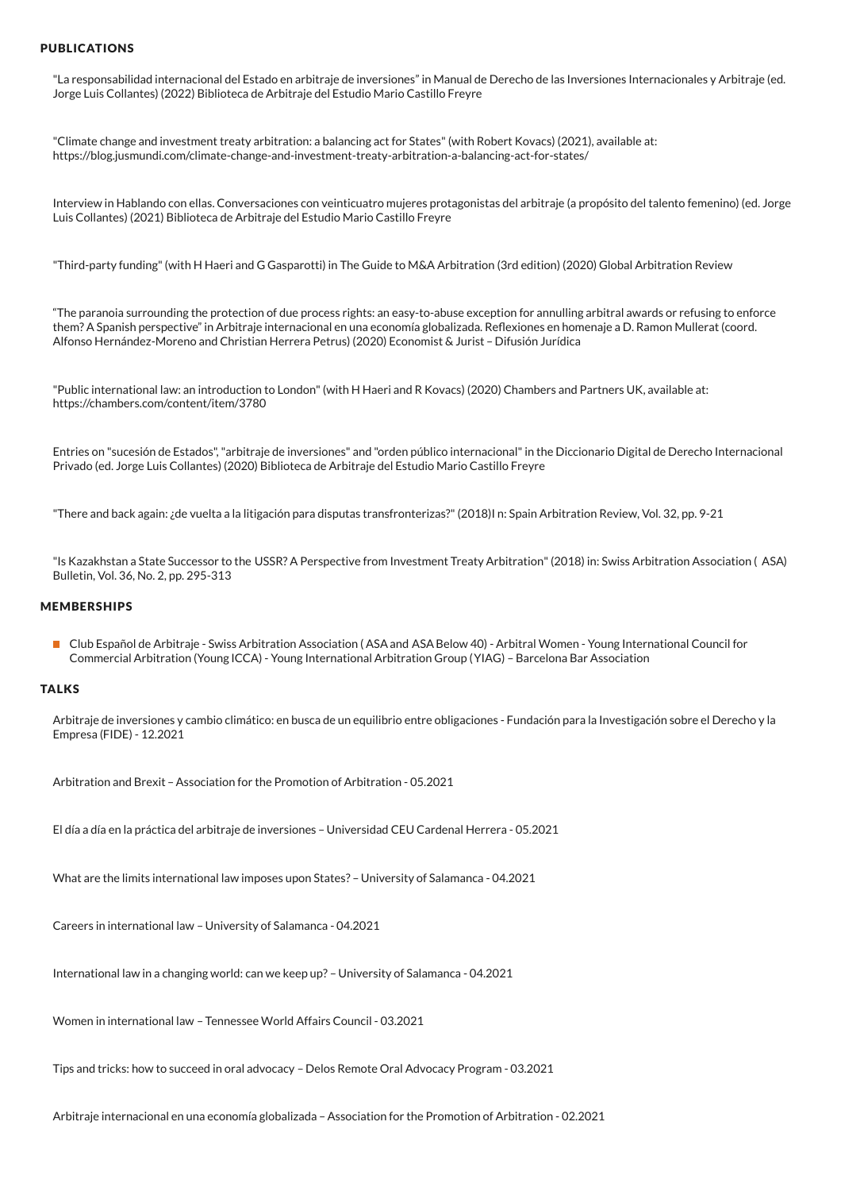## PUBLICATIONS

"La responsabilidad internacional del Estado en arbitraje de inversiones" in Manual de Derecho de las Inversiones Internacionales y Arbitraje (ed. Jorge Luis Collantes) (2022) Biblioteca de Arbitraje del Estudio Mario Castillo Freyre

"Climate change and investment treaty arbitration: a balancing act for States" (with Robert Kovacs) (2021), available at: https://blog.jusmundi.com/climate-change-and-investment-treaty-arbitration-a-balancing-act-for-states/

Interview in Hablando con ellas. Conversaciones con veinticuatro mujeres protagonistas del arbitraje (a propósito del talento femenino) (ed. Jorge Luis Collantes) (2021) Biblioteca de Arbitraje del Estudio Mario Castillo Freyre

"Third-party funding" (with H Haeri and G Gasparotti) in The Guide to M&A Arbitration (3rd edition) (2020) Global Arbitration Review

"The paranoia surrounding the protection of due process rights: an easy-to-abuse exception for annulling arbitral awards or refusing to enforce them? A Spanish perspective" in Arbitraje internacional en una economía globalizada. Reflexiones en homenaje a D. Ramon Mullerat (coord. Alfonso Hernández-Moreno and Christian Herrera Petrus) (2020) Economist & Jurist – Difusión Jurídica

"Public international law: an introduction to London" (with H Haeri and R Kovacs) (2020) Chambers and Partners UK, available at: https://chambers.com/content/item/3780

Entries on "sucesión de Estados", "arbitraje de inversiones" and "orden público internacional" in the Diccionario Digital de Derecho Internacional Privado (ed. Jorge Luis Collantes) (2020) Biblioteca de Arbitraje del Estudio Mario Castillo Freyre

"There and back again: ¿de vuelta a la litigación para disputas transfronterizas?" (2018)I n: Spain Arbitration Review, Vol. 32, pp. 9-21

"Is Kazakhstan a State Successor to the USSR? A Perspective from Investment Treaty Arbitration" (2018) in: Swiss Arbitration Association ( ASA) Bulletin, Vol. 36, No. 2, pp. 295-313

## MEMBERSHIPS

- Club Español de Arbitraje - Swiss Arbitration Association ( ASA and ASA Below 40) - Arbitral Women - Young International Council for Commercial Arbitration (Young ICCA) - Young International Arbitration Group ( YIAG) – Barcelona Bar Association

## TALKS

Arbitraje de inversiones y cambio climático: en busca de un equilibrio entre obligaciones - Fundación para la Investigación sobre el Derecho y la Empresa (FIDE) - 12.2021

Arbitration and Brexit – Association for the Promotion of Arbitration - 05.2021

El día a día en la práctica del arbitraje de inversiones – Universidad CEU Cardenal Herrera - 05.2021

What are the limits international law imposes upon States? – University of Salamanca - 04.2021

Careers in international law – University of Salamanca - 04.2021

International law in a changing world: can we keep up? – University of Salamanca - 04.2021

Women in international law – Tennessee World Affairs Council - 03.2021

Tips and tricks: how to succeed in oral advocacy – Delos Remote Oral Advocacy Program - 03.2021

Arbitraje internacional en una economía globalizada – Association for the Promotion of Arbitration - 02.2021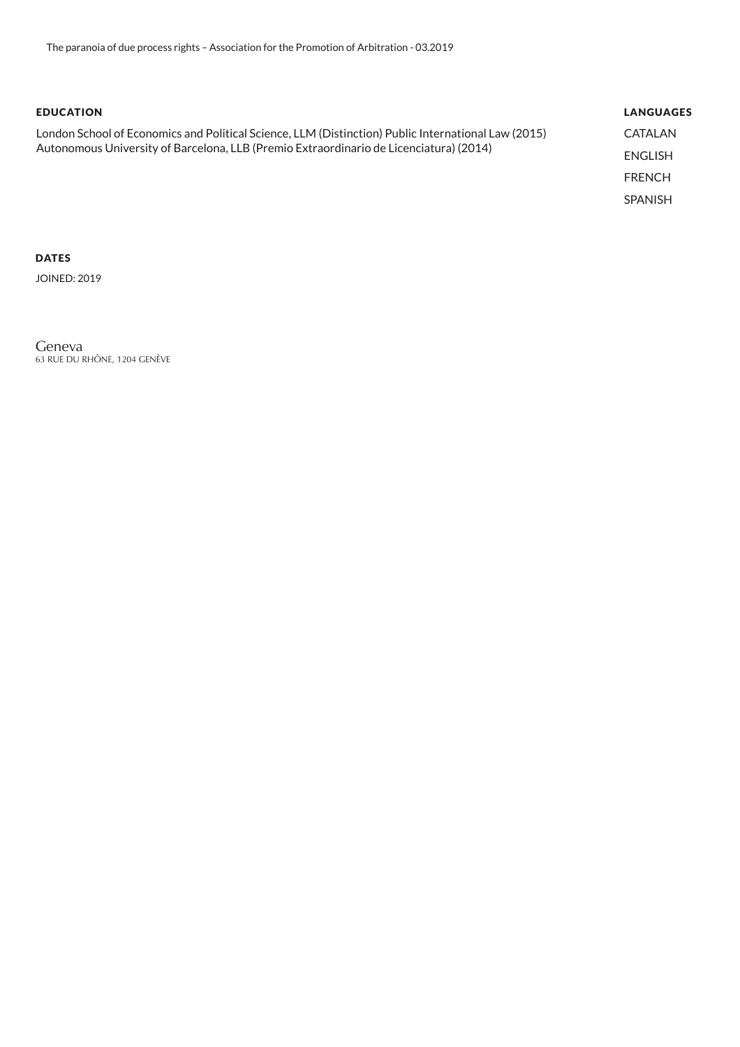The paranoia of due process rights – Association for the Promotion of Arbitration - 03.2019

## EDUCATION

London School of Economics and Political Science, LLM (Distinction) Public International Law (2015)
Autonomous University of Barcelona, LLB (Premio Extraordinario de Licenciatura) (2014)

## LANGUAGES

CATALAN
ENGLISH
FRENCH
SPANISH

## DATES

JOINED: 2019

Geneva
63 RUE DU RHÔNE, 1204 GENÈVE